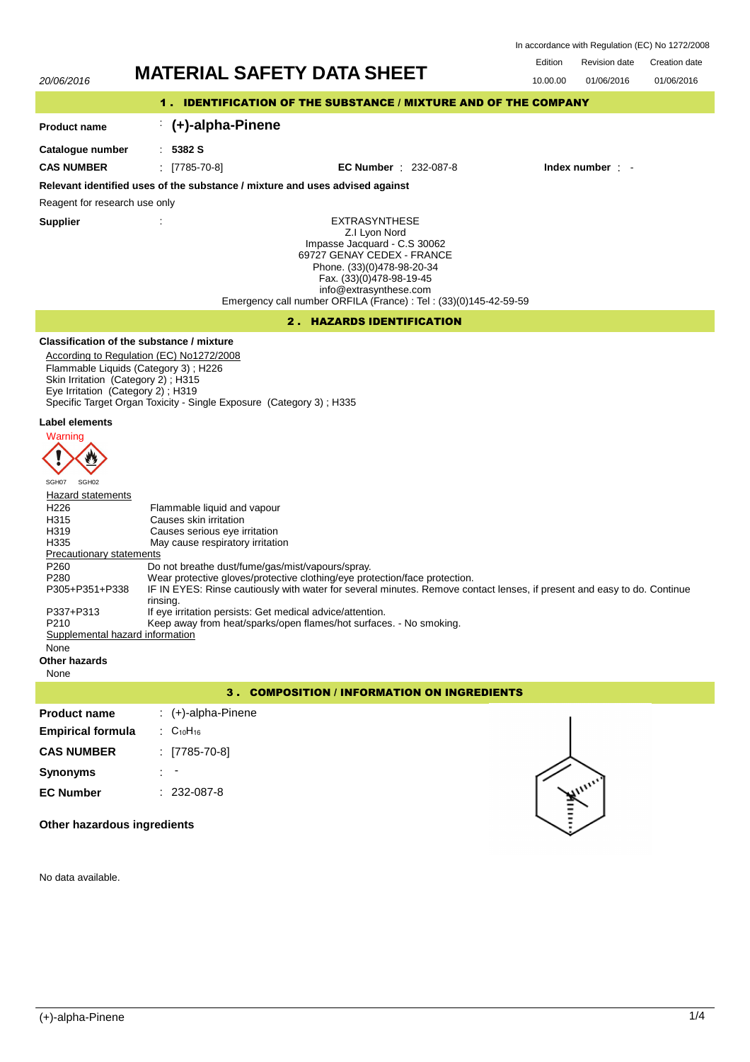In accordance with Regulation (EC) No 1272/2008

| | | Edition | Revision date | Creation date |
|---|---|---|---|---|
| 20/06/2016 | **MATERIAL SAFETY DATA SHEET** | 10.00.00 | 01/06/2016 | 01/06/2016 |

## 1 . IDENTIFICATION OF THE SUBSTANCE / MIXTURE AND OF THE COMPANY

**Product name** : **(+)-alpha-Pinene**

**Catalogue number** : **5382 S**

**CAS NUMBER** : [7785-70-8] **EC Number** : 232-087-8 **Index number** : -

**Relevant identified uses of the substance / mixture and uses advised against**

Reagent for research use only

**Supplier** :

EXTRASYNTHESE
Z.I Lyon Nord
Impasse Jacquard - C.S 30062
69727 GENAY CEDEX - FRANCE
Phone. (33)(0)478-98-20-34
Fax. (33)(0)478-98-19-45
info@extrasynthese.com
Emergency call number ORFILA (France) : Tel : (33)(0)145-42-59-59

## 2 . HAZARDS IDENTIFICATION

**Classification of the substance / mixture**

According to Regulation (EC) No1272/2008
Flammable Liquids (Category 3) ; H226
Skin Irritation (Category 2) ; H315
Eye Irritation (Category 2) ; H319
Specific Target Organ Toxicity - Single Exposure (Category 3) ; H335

**Label elements**

Warning

SGH07 SGH02

Hazard statements

| | |
|---|---|
| H226 | Flammable liquid and vapour |
| H315 | Causes skin irritation |
| H319 | Causes serious eye irritation |
| H335 | May cause respiratory irritation |

Precautionary statements

| | |
|---|---|
| P260 | Do not breathe dust/fume/gas/mist/vapours/spray. |
| P280 | Wear protective gloves/protective clothing/eye protection/face protection. |
| P305+P351+P338 | IF IN EYES: Rinse cautiously with water for several minutes. Remove contact lenses, if present and easy to do. Continue rinsing. |
| P337+P313 | If eye irritation persists: Get medical advice/attention. |
| P210 | Keep away from heat/sparks/open flames/hot surfaces. - No smoking. |

Supplemental hazard information

None

**Other hazards**

None

## 3 . COMPOSITION / INFORMATION ON INGREDIENTS

**Product name** : (+)-alpha-Pinene

**Empirical formula** : $C_{10}H_{16}$

**CAS NUMBER** : [7785-70-8]

**Synonyms** : -

**EC Number** : 232-087-8

**Other hazardous ingredients**

No data available.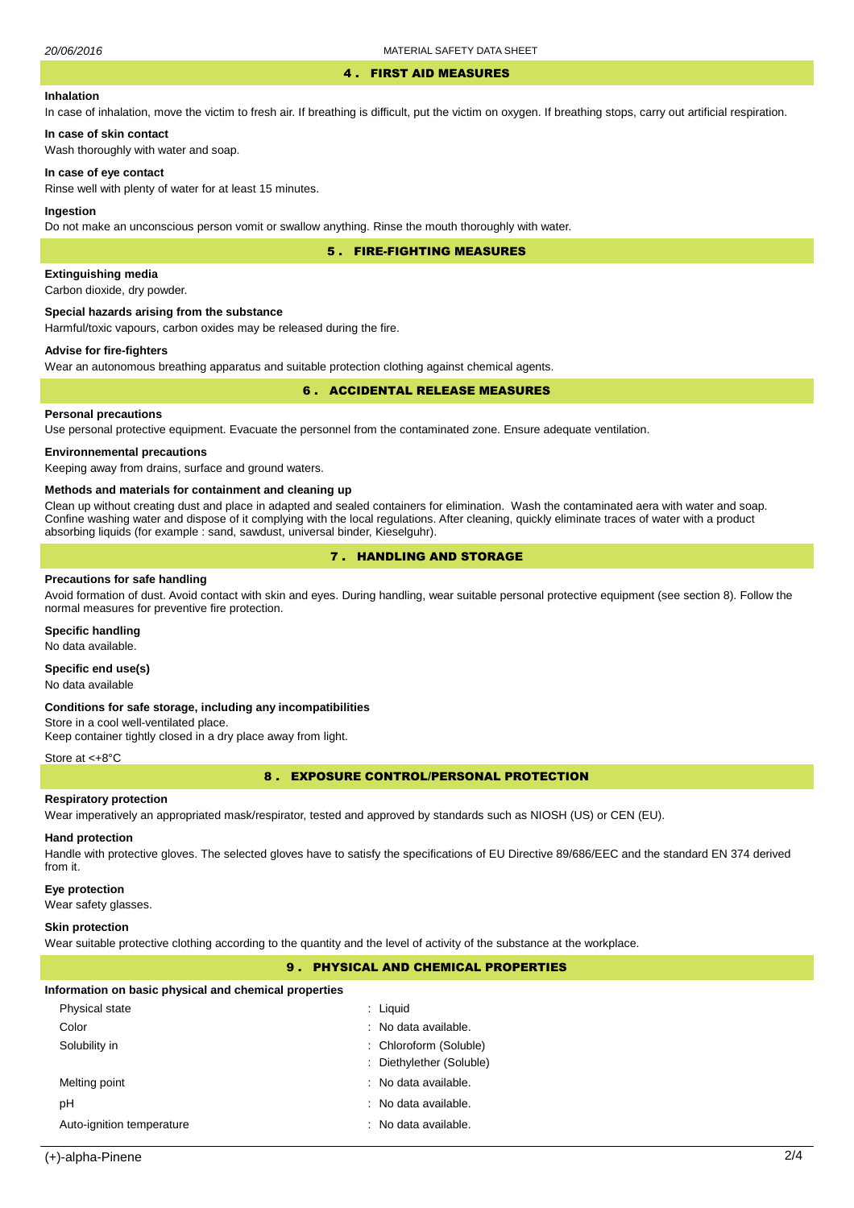## 4 . FIRST AID MEASURES

**Inhalation**

In case of inhalation, move the victim to fresh air. If breathing is difficult, put the victim on oxygen. If breathing stops, carry out artificial respiration.

**In case of skin contact**

Wash thoroughly with water and soap.

**In case of eye contact**

Rinse well with plenty of water for at least 15 minutes.

**Ingestion**

Do not make an unconscious person vomit or swallow anything. Rinse the mouth thoroughly with water.

## 5 . FIRE-FIGHTING MEASURES

**Extinguishing media**

Carbon dioxide, dry powder.

**Special hazards arising from the substance**

Harmful/toxic vapours, carbon oxides may be released during the fire.

**Advise for fire-fighters**

Wear an autonomous breathing apparatus and suitable protection clothing against chemical agents.

## 6 . ACCIDENTAL RELEASE MEASURES

**Personal precautions**

Use personal protective equipment. Evacuate the personnel from the contaminated zone. Ensure adequate ventilation.

**Environnemental precautions**

Keeping away from drains, surface and ground waters.

**Methods and materials for containment and cleaning up**

Clean up without creating dust and place in adapted and sealed containers for elimination. Wash the contaminated aera with water and soap. Confine washing water and dispose of it complying with the local regulations. After cleaning, quickly eliminate traces of water with a product absorbing liquids (for example : sand, sawdust, universal binder, Kieselguhr).

## 7 . HANDLING AND STORAGE

**Precautions for safe handling**

Avoid formation of dust. Avoid contact with skin and eyes. During handling, wear suitable personal protective equipment (see section 8). Follow the normal measures for preventive fire protection.

**Specific handling**

No data available.

**Specific end use(s)**

No data available

**Conditions for safe storage, including any incompatibilities**

Store in a cool well-ventilated place.
Keep container tightly closed in a dry place away from light.

Store at <+8°C

## 8 . EXPOSURE CONTROL/PERSONAL PROTECTION

**Respiratory protection**

Wear imperatively an appropriated mask/respirator, tested and approved by standards such as NIOSH (US) or CEN (EU).

**Hand protection**

Handle with protective gloves. The selected gloves have to satisfy the specifications of EU Directive 89/686/EEC and the standard EN 374 derived from it.

**Eye protection**

Wear safety glasses.

**Skin protection**

Wear suitable protective clothing according to the quantity and the level of activity of the substance at the workplace.

## 9 . PHYSICAL AND CHEMICAL PROPERTIES

**Information on basic physical and chemical properties**

| | |
|---|---|
| Physical state | : Liquid |
| Color | : No data available. |
| Solubility in | : Chloroform (Soluble) |
| | : Diethylether (Soluble) |
| Melting point | : No data available. |
| pH | : No data available. |
| Auto-ignition temperature | : No data available. |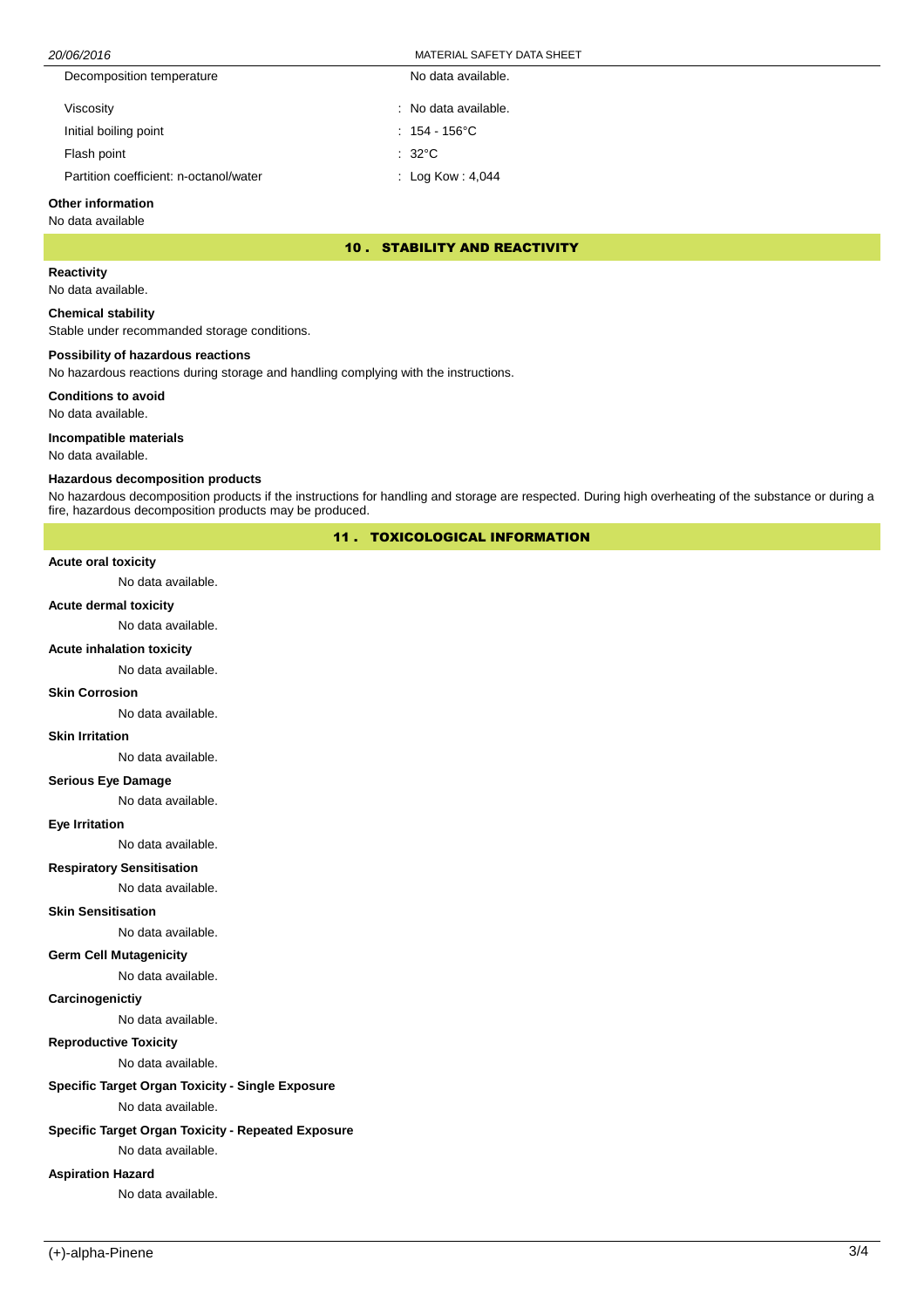| | |
|---|---|
| Decomposition temperature | No data available. |
| Viscosity | : No data available. |
| Initial boiling point | : 154 - 156°C |
| Flash point | : 32°C |
| Partition coefficient: n-octanol/water | : Log Kow : 4,044 |

**Other information**

No data available

## 10 . STABILITY AND REACTIVITY

**Reactivity**

No data available.

**Chemical stability**

Stable under recommanded storage conditions.

**Possibility of hazardous reactions**

No hazardous reactions during storage and handling complying with the instructions.

**Conditions to avoid**

No data available.

**Incompatible materials**

No data available.

**Hazardous decomposition products**

No hazardous decomposition products if the instructions for handling and storage are respected. During high overheating of the substance or during a fire, hazardous decomposition products may be produced.

## 11 . TOXICOLOGICAL INFORMATION

**Acute oral toxicity**

No data available.

**Acute dermal toxicity**

No data available.

**Acute inhalation toxicity**

No data available.

**Skin Corrosion**

No data available.

**Skin Irritation**

No data available.

**Serious Eye Damage**

No data available.

**Eye Irritation**

No data available.

**Respiratory Sensitisation**

No data available.

**Skin Sensitisation**

No data available.

**Germ Cell Mutagenicity**

No data available.

**Carcinogenictiy**

No data available.

**Reproductive Toxicity**

No data available.

**Specific Target Organ Toxicity - Single Exposure**

No data available.

**Specific Target Organ Toxicity - Repeated Exposure**

No data available.

**Aspiration Hazard**

No data available.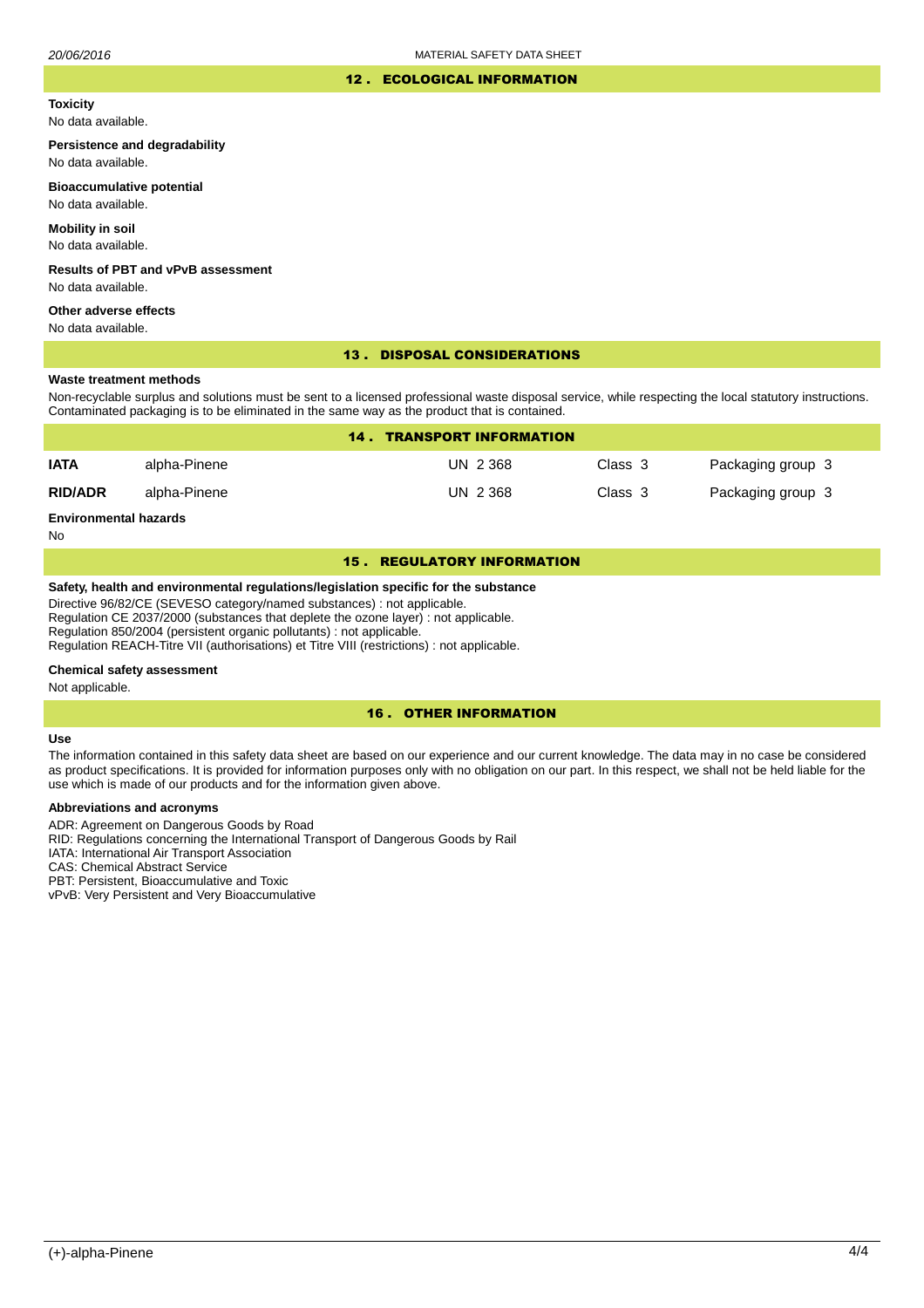## 12 . ECOLOGICAL INFORMATION

**Toxicity**

No data available.

**Persistence and degradability**

No data available.

**Bioaccumulative potential**

No data available.

**Mobility in soil**

No data available.

**Results of PBT and vPvB assessment**

No data available.

**Other adverse effects**

No data available.

## 13 . DISPOSAL CONSIDERATIONS

**Waste treatment methods**

Non-recyclable surplus and solutions must be sent to a licensed professional waste disposal service, while respecting the local statutory instructions. Contaminated packaging is to be eliminated in the same way as the product that is contained.

## 14 . TRANSPORT INFORMATION

| | | | | |
|---|---|---|---|---|
| **IATA** | alpha-Pinene | UN 2 368 | Class 3 | Packaging group 3 |
| **RID/ADR** | alpha-Pinene | UN 2 368 | Class 3 | Packaging group 3 |

**Environmental hazards**

No

## 15 . REGULATORY INFORMATION

**Safety, health and environmental regulations/legislation specific for the substance**

Directive 96/82/CE (SEVESO category/named substances) : not applicable.
Regulation CE 2037/2000 (substances that deplete the ozone layer) : not applicable.
Regulation 850/2004 (persistent organic pollutants) : not applicable.
Regulation REACH-Titre VII (authorisations) et Titre VIII (restrictions) : not applicable.

**Chemical safety assessment**

Not applicable.

## 16 . OTHER INFORMATION

**Use**

The information contained in this safety data sheet are based on our experience and our current knowledge. The data may in no case be considered as product specifications. It is provided for information purposes only with no obligation on our part. In this respect, we shall not be held liable for the use which is made of our products and for the information given above.

**Abbreviations and acronyms**

ADR: Agreement on Dangerous Goods by Road
RID: Regulations concerning the International Transport of Dangerous Goods by Rail
IATA: International Air Transport Association
CAS: Chemical Abstract Service
PBT: Persistent, Bioaccumulative and Toxic
vPvB: Very Persistent and Very Bioaccumulative